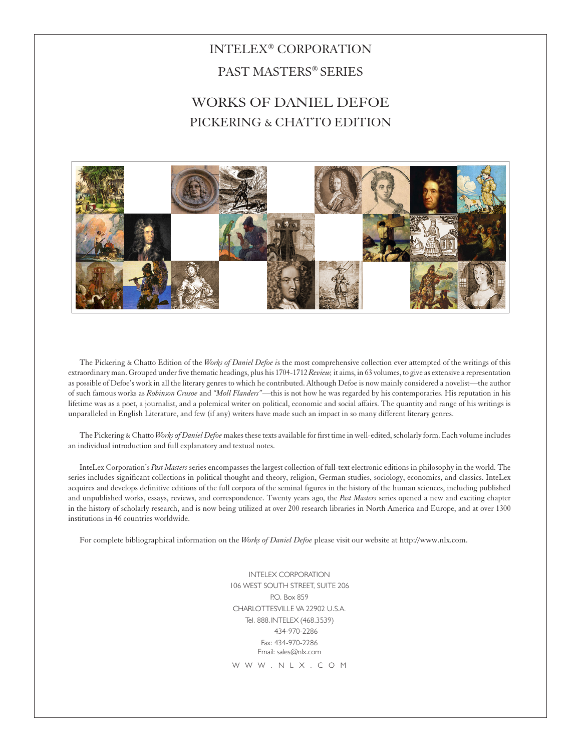# INTELEX® CORPORATION

## PAST MASTERS® SERIES

# WORKS OF DANIEL DEFOE

## PICKERING & CHATTO EDITION

The Pickering & Chatto Edition of the *Works of Daniel Defoe* is the most comprehensive collection ever attempted of the writings of this extraordinary man. Grouped under five thematic headings, plus his 1704-1712 *Review,* it aims, in 63 volumes, to give as extensive a representation as possible of Defoe's work in all the literary genres to which he contributed. Although Defoe is now mainly considered a novelist—the author of such famous works as *Robinson Crusoe* and *"Moll Flanders"*—this is not how he was regarded by his contemporaries. His reputation in his lifetime was as a poet, a journalist, and a polemical writer on political, economic and social affairs. The quantity and range of his writings is unparalleled in English Literature, and few (if any) writers have made such an impact in so many different literary genres.

The Pickering & Chatto *Works of Daniel Defoe* makes these texts available for first time in well-edited, scholarly form. Each volume includes an individual introduction and full explanatory and textual notes.

InteLex Corporation's *Past Masters* series encompasses the largest collection of full-text electronic editions in philosophy in the world. The series includes significant collections in political thought and theory, religion, German studies, sociology, economics, and classics. InteLex acquires and develops definitive editions of the full corpora of the seminal figures in the history of the human sciences, including published and unpublished works, essays, reviews, and correspondence. Twenty years ago, the *Past Masters* series opened a new and exciting chapter in the history of scholarly research, and is now being utilized at over 200 research libraries in North America and Europe, and at over 1300 institutions in 46 countries worldwide.

For complete bibliographical information on the *Works of Daniel Defoe* please visit our website at http://www.nlx.com.

INTELEX CORPORATION
106 WEST SOUTH STREET, SUITE 206
P.O. Box 859
CHARLOTTESVILLE VA 22902 U.S.A.
Tel. 888.INTELEX (468.3539)
434-970-2286
Fax: 434-970-2286
Email: sales@nlx.com

W W W . N L X . C O M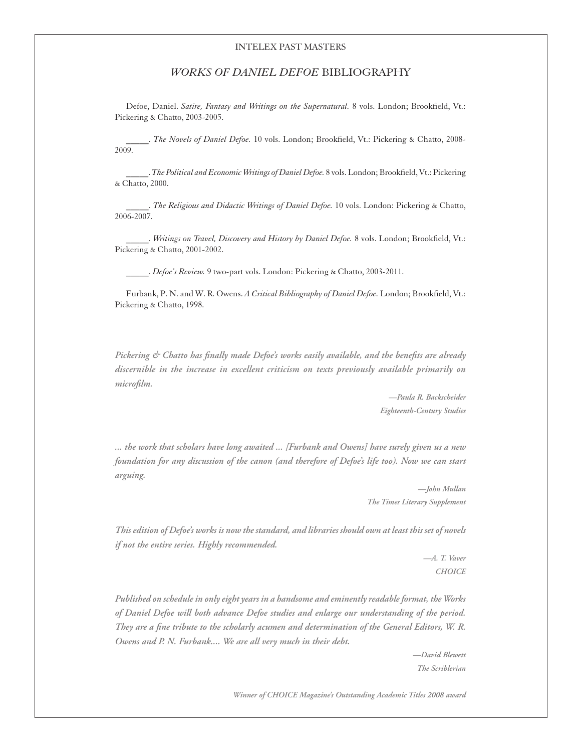INTELEX PAST MASTERS

# *WORKS OF DANIEL DEFOE* BIBLIOGRAPHY

Defoe, Daniel. *Satire, Fantasy and Writings on the Supernatural*. 8 vols. London; Brookfield, Vt.: Pickering & Chatto, 2003-2005.

_____. *The Novels of Daniel Defoe*. 10 vols. London; Brookfield, Vt.: Pickering & Chatto, 2008-2009.

_____. *The Political and Economic Writings of Daniel Defoe*. 8 vols. London; Brookfield, Vt.: Pickering & Chatto, 2000.

_____. *The Religious and Didactic Writings of Daniel Defoe*. 10 vols. London: Pickering & Chatto, 2006-2007.

_____. *Writings on Travel, Discovery and History by Daniel Defoe*. 8 vols. London; Brookfield, Vt.: Pickering & Chatto, 2001-2002.

_____. *Defoe's Review*. 9 two-part vols. London: Pickering & Chatto, 2003-2011.

Furbank, P. N. and W. R. Owens. *A Critical Bibliography of Daniel Defoe*. London; Brookfield, Vt.: Pickering & Chatto, 1998.

***Pickering & Chatto has finally made Defoe's works easily available, and the benefits are already discernible in the increase in excellent criticism on texts previously available primarily on microfilm.***

***—Paula R. Backscheider***
***Eighteenth-Century Studies***

***... the work that scholars have long awaited ... [Furbank and Owens] have surely given us a new foundation for any discussion of the canon (and therefore of Defoe's life too). Now we can start arguing.***

***—John Mullan***
***The Times Literary Supplement***

***This edition of Defoe's works is now the standard, and libraries should own at least this set of novels if not the entire series. Highly recommended.***

***—A. T. Vaver***
***CHOICE***

***Published on schedule in only eight years in a handsome and eminently readable format, the Works of Daniel Defoe will both advance Defoe studies and enlarge our understanding of the period. They are a fine tribute to the scholarly acumen and determination of the General Editors, W. R. Owens and P. N. Furbank.... We are all very much in their debt.***

***—David Blewett***
***The Scriblerian***

***Winner of CHOICE Magazine's Outstanding Academic Titles 2008 award***